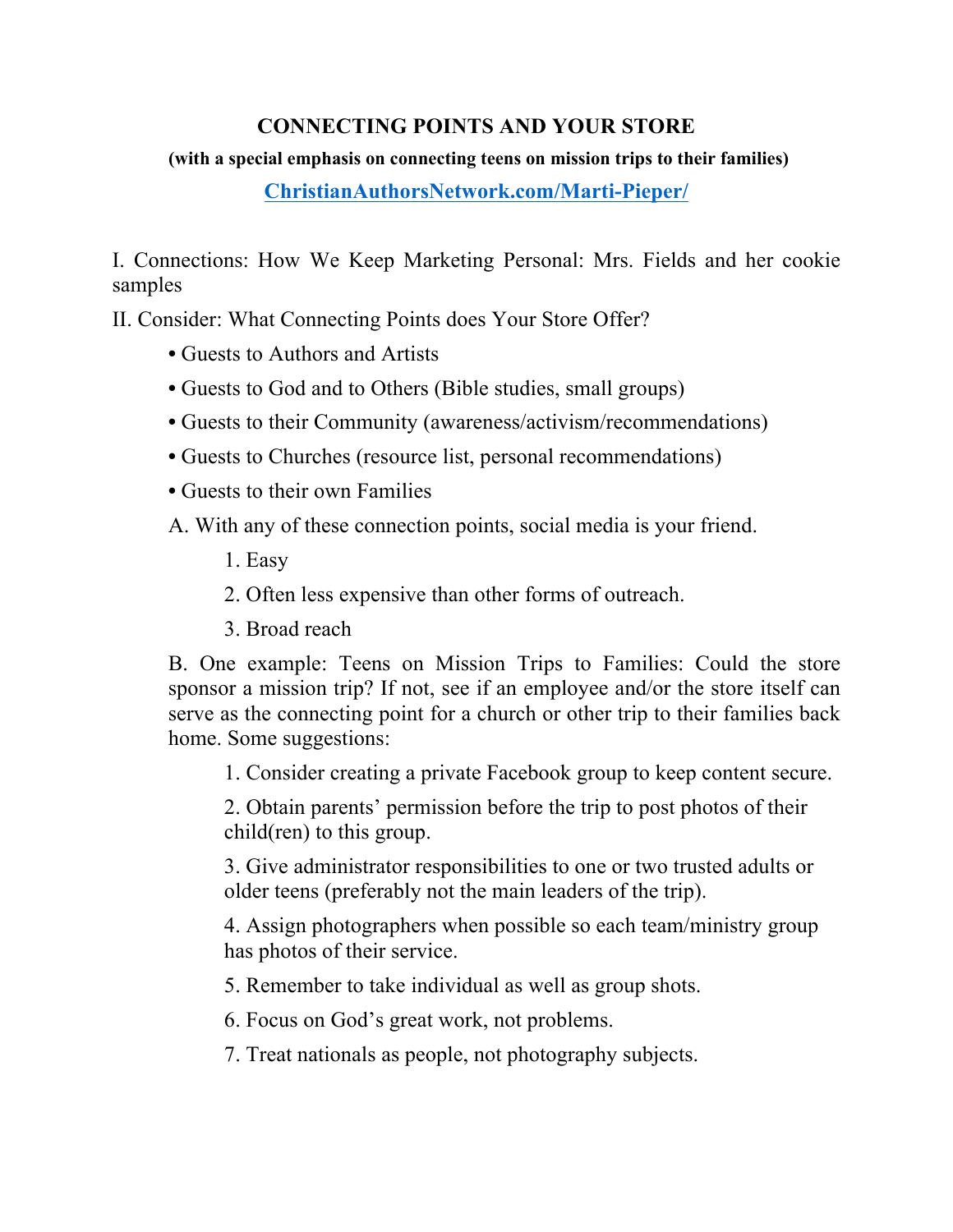# CONNECTING POINTS AND YOUR STORE

**(with a special emphasis on connecting teens on mission trips to their families)**

**ChristianAuthorsNetwork.com/Marti-Pieper/**

I. Connections: How We Keep Marketing Personal: Mrs. Fields and her cookie samples

II. Consider: What Connecting Points does Your Store Offer?

- Guests to Authors and Artists
- Guests to God and to Others (Bible studies, small groups)
- Guests to their Community (awareness/activism/recommendations)
- Guests to Churches (resource list, personal recommendations)
- Guests to their own Families

A. With any of these connection points, social media is your friend.

1. Easy
2. Often less expensive than other forms of outreach.
3. Broad reach

B. One example: Teens on Mission Trips to Families: Could the store sponsor a mission trip? If not, see if an employee and/or the store itself can serve as the connecting point for a church or other trip to their families back home. Some suggestions:

1. Consider creating a private Facebook group to keep content secure.
2. Obtain parents' permission before the trip to post photos of their child(ren) to this group.
3. Give administrator responsibilities to one or two trusted adults or older teens (preferably not the main leaders of the trip).
4. Assign photographers when possible so each team/ministry group has photos of their service.
5. Remember to take individual as well as group shots.
6. Focus on God's great work, not problems.
7. Treat nationals as people, not photography subjects.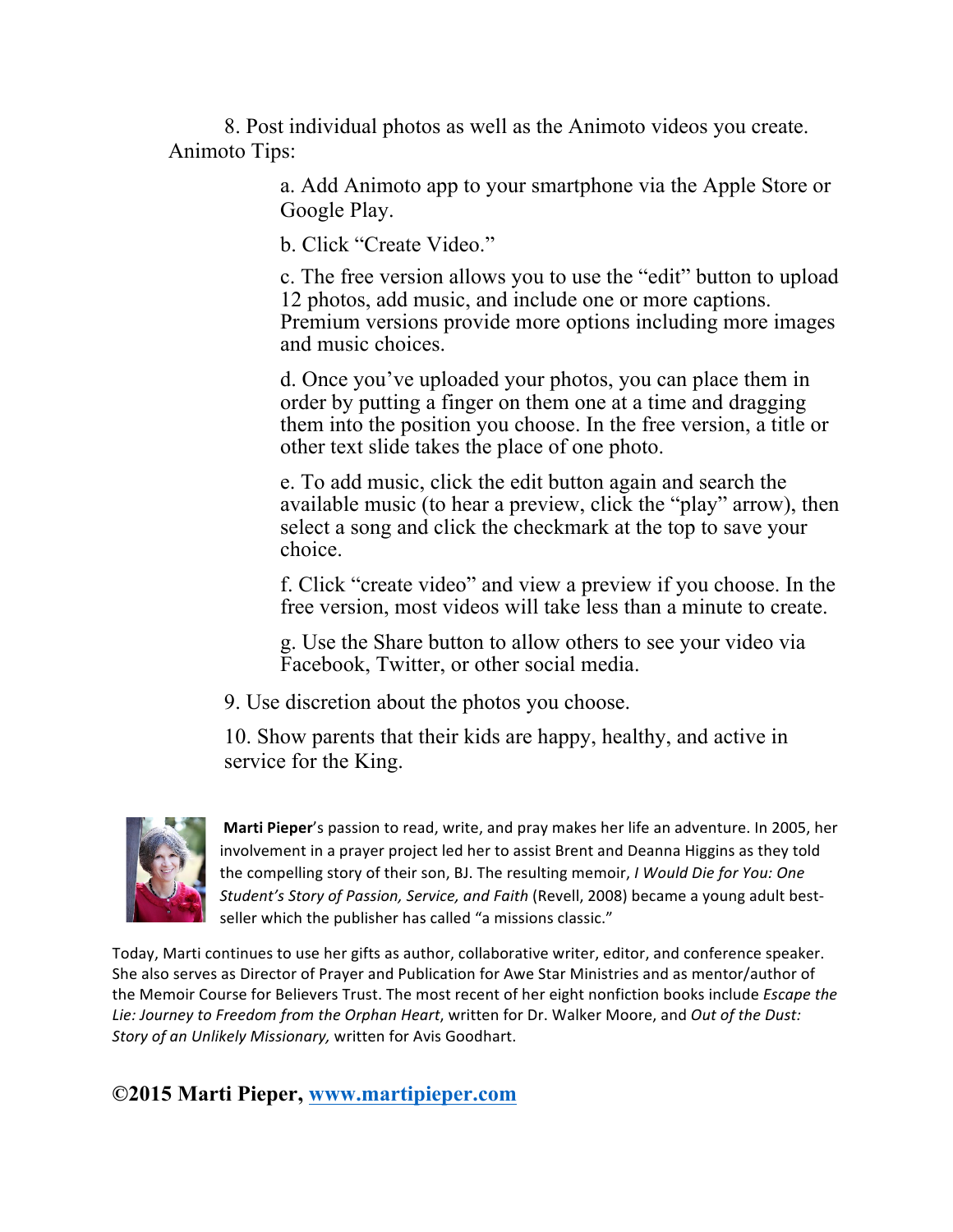8. Post individual photos as well as the Animoto videos you create. Animoto Tips:

   a. Add Animoto app to your smartphone via the Apple Store or Google Play.

   b. Click "Create Video."

   c. The free version allows you to use the "edit" button to upload 12 photos, add music, and include one or more captions. Premium versions provide more options including more images and music choices.

   d. Once you've uploaded your photos, you can place them in order by putting a finger on them one at a time and dragging them into the position you choose. In the free version, a title or other text slide takes the place of one photo.

   e. To add music, click the edit button again and search the available music (to hear a preview, click the "play" arrow), then select a song and click the checkmark at the top to save your choice.

   f. Click "create video" and view a preview if you choose. In the free version, most videos will take less than a minute to create.

   g. Use the Share button to allow others to see your video via Facebook, Twitter, or other social media.

9. Use discretion about the photos you choose.

10. Show parents that their kids are happy, healthy, and active in service for the King.

**Marti Pieper**'s passion to read, write, and pray makes her life an adventure. In 2005, her involvement in a prayer project led her to assist Brent and Deanna Higgins as they told the compelling story of their son, BJ. The resulting memoir, *I Would Die for You: One Student's Story of Passion, Service, and Faith* (Revell, 2008) became a young adult best-seller which the publisher has called "a missions classic."

Today, Marti continues to use her gifts as author, collaborative writer, editor, and conference speaker. She also serves as Director of Prayer and Publication for Awe Star Ministries and as mentor/author of the Memoir Course for Believers Trust. The most recent of her eight nonfiction books include *Escape the Lie: Journey to Freedom from the Orphan Heart*, written for Dr. Walker Moore, and *Out of the Dust: Story of an Unlikely Missionary,* written for Avis Goodhart.

**©2015 Marti Pieper, [www.martipieper.com](http://www.martipieper.com)**